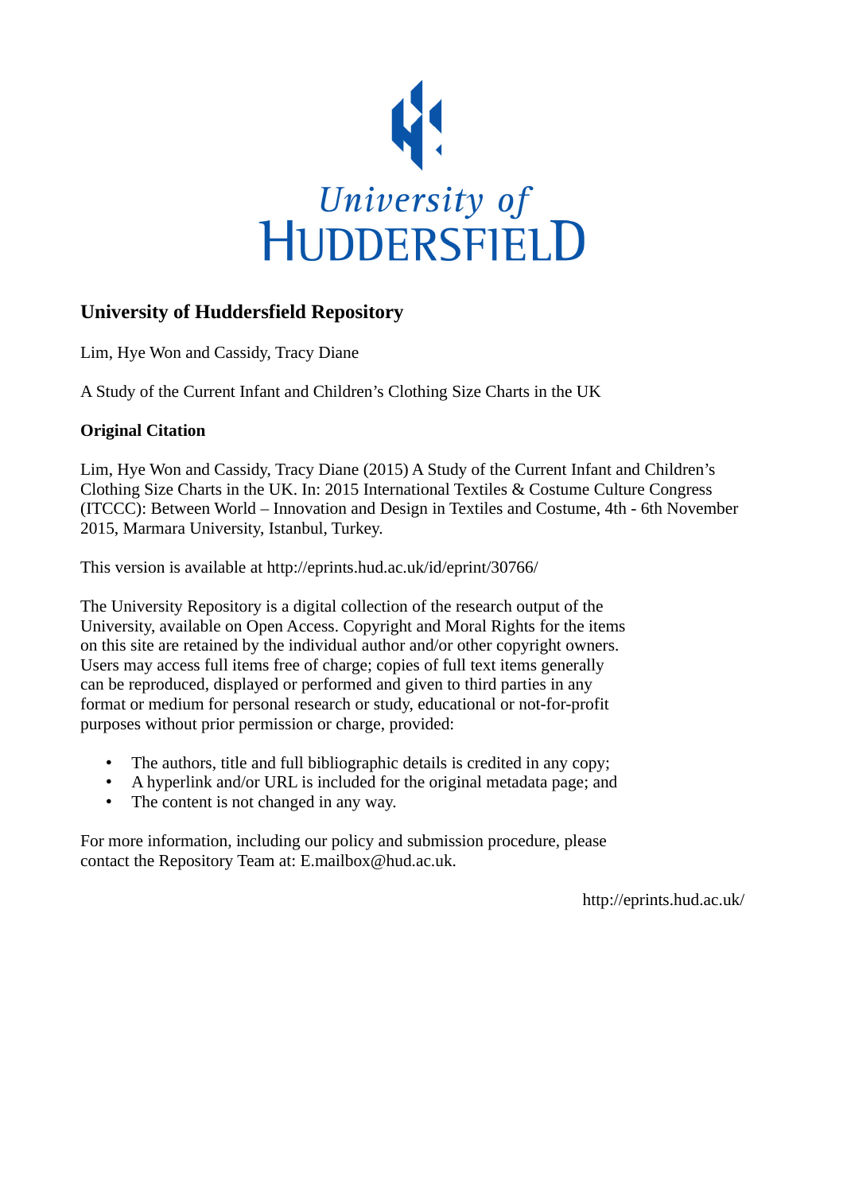University of
HUDDERSFIELD

## University of Huddersfield Repository

Lim, Hye Won and Cassidy, Tracy Diane

A Study of the Current Infant and Children's Clothing Size Charts in the UK

### Original Citation

Lim, Hye Won and Cassidy, Tracy Diane (2015) A Study of the Current Infant and Children's Clothing Size Charts in the UK. In: 2015 International Textiles & Costume Culture Congress (ITCCC): Between World – Innovation and Design in Textiles and Costume, 4th - 6th November 2015, Marmara University, Istanbul, Turkey.

This version is available at http://eprints.hud.ac.uk/id/eprint/30766/

The University Repository is a digital collection of the research output of the University, available on Open Access. Copyright and Moral Rights for the items on this site are retained by the individual author and/or other copyright owners. Users may access full items free of charge; copies of full text items generally can be reproduced, displayed or performed and given to third parties in any format or medium for personal research or study, educational or not-for-profit purposes without prior permission or charge, provided:

- The authors, title and full bibliographic details is credited in any copy;
- A hyperlink and/or URL is included for the original metadata page; and
- The content is not changed in any way.

For more information, including our policy and submission procedure, please contact the Repository Team at: E.mailbox@hud.ac.uk.

http://eprints.hud.ac.uk/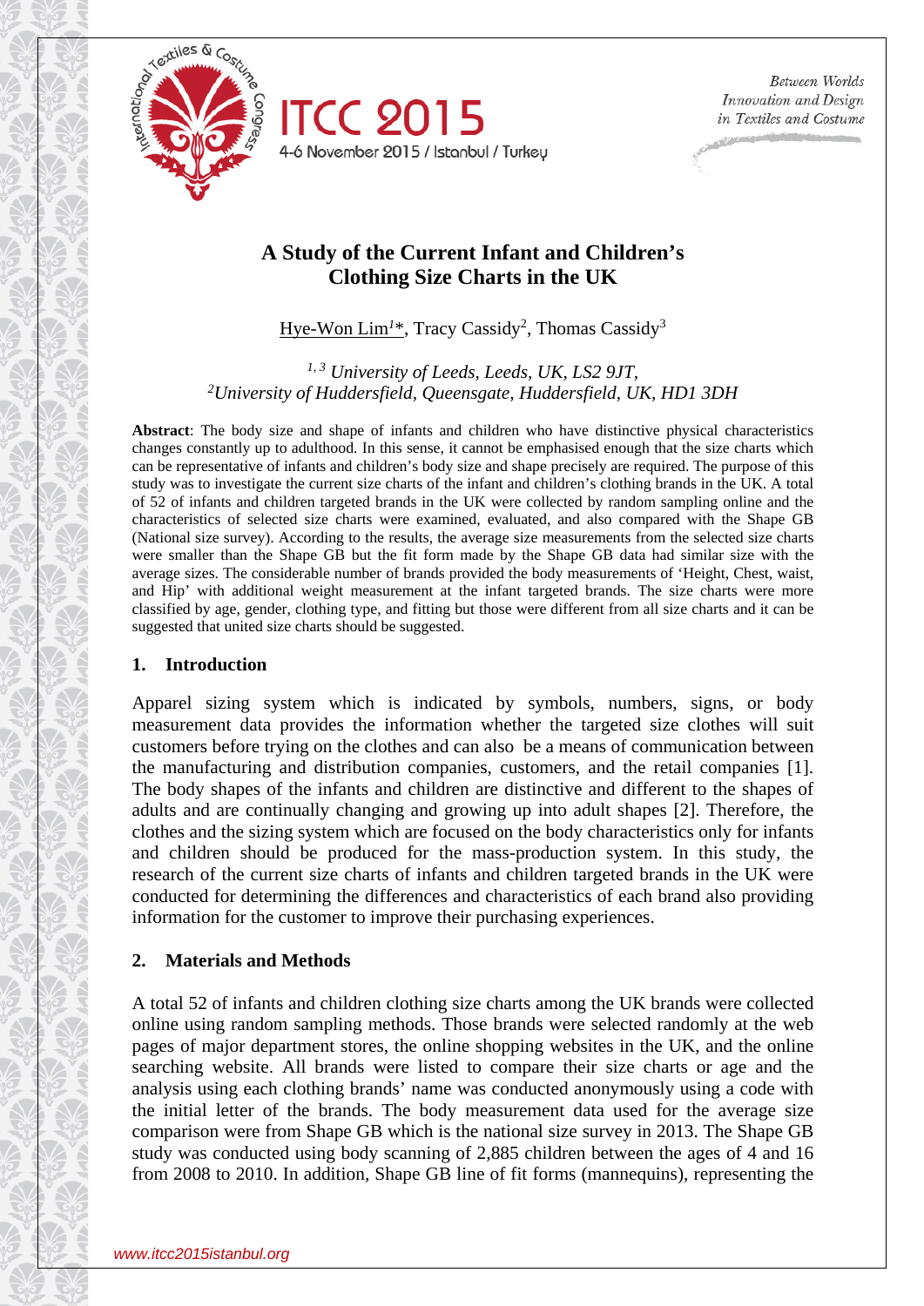# A Study of the Current Infant and Children's Clothing Size Charts in the UK

Hye-Won Lim[1]*, Tracy Cassidy[2], Thomas Cassidy[3]

*[1, 3] University of Leeds, Leeds, UK, LS2 9JT,*
*[2]University of Huddersfield, Queensgate, Huddersfield, UK, HD1 3DH*

**Abstract**: The body size and shape of infants and children who have distinctive physical characteristics changes constantly up to adulthood. In this sense, it cannot be emphasised enough that the size charts which can be representative of infants and children's body size and shape precisely are required. The purpose of this study was to investigate the current size charts of the infant and children's clothing brands in the UK. A total of 52 of infants and children targeted brands in the UK were collected by random sampling online and the characteristics of selected size charts were examined, evaluated, and also compared with the Shape GB (National size survey). According to the results, the average size measurements from the selected size charts were smaller than the Shape GB but the fit form made by the Shape GB data had similar size with the average sizes. The considerable number of brands provided the body measurements of 'Height, Chest, waist, and Hip' with additional weight measurement at the infant targeted brands. The size charts were more classified by age, gender, clothing type, and fitting but those were different from all size charts and it can be suggested that united size charts should be suggested.

## 1. Introduction

Apparel sizing system which is indicated by symbols, numbers, signs, or body measurement data provides the information whether the targeted size clothes will suit customers before trying on the clothes and can also be a means of communication between the manufacturing and distribution companies, customers, and the retail companies [1]. The body shapes of the infants and children are distinctive and different to the shapes of adults and are continually changing and growing up into adult shapes [2]. Therefore, the clothes and the sizing system which are focused on the body characteristics only for infants and children should be produced for the mass-production system. In this study, the research of the current size charts of infants and children targeted brands in the UK were conducted for determining the differences and characteristics of each brand also providing information for the customer to improve their purchasing experiences.

## 2. Materials and Methods

A total 52 of infants and children clothing size charts among the UK brands were collected online using random sampling methods. Those brands were selected randomly at the web pages of major department stores, the online shopping websites in the UK, and the online searching website. All brands were listed to compare their size charts or age and the analysis using each clothing brands' name was conducted anonymously using a code with the initial letter of the brands. The body measurement data used for the average size comparison were from Shape GB which is the national size survey in 2013. The Shape GB study was conducted using body scanning of 2,885 children between the ages of 4 and 16 from 2008 to 2010. In addition, Shape GB line of fit forms (mannequins), representing the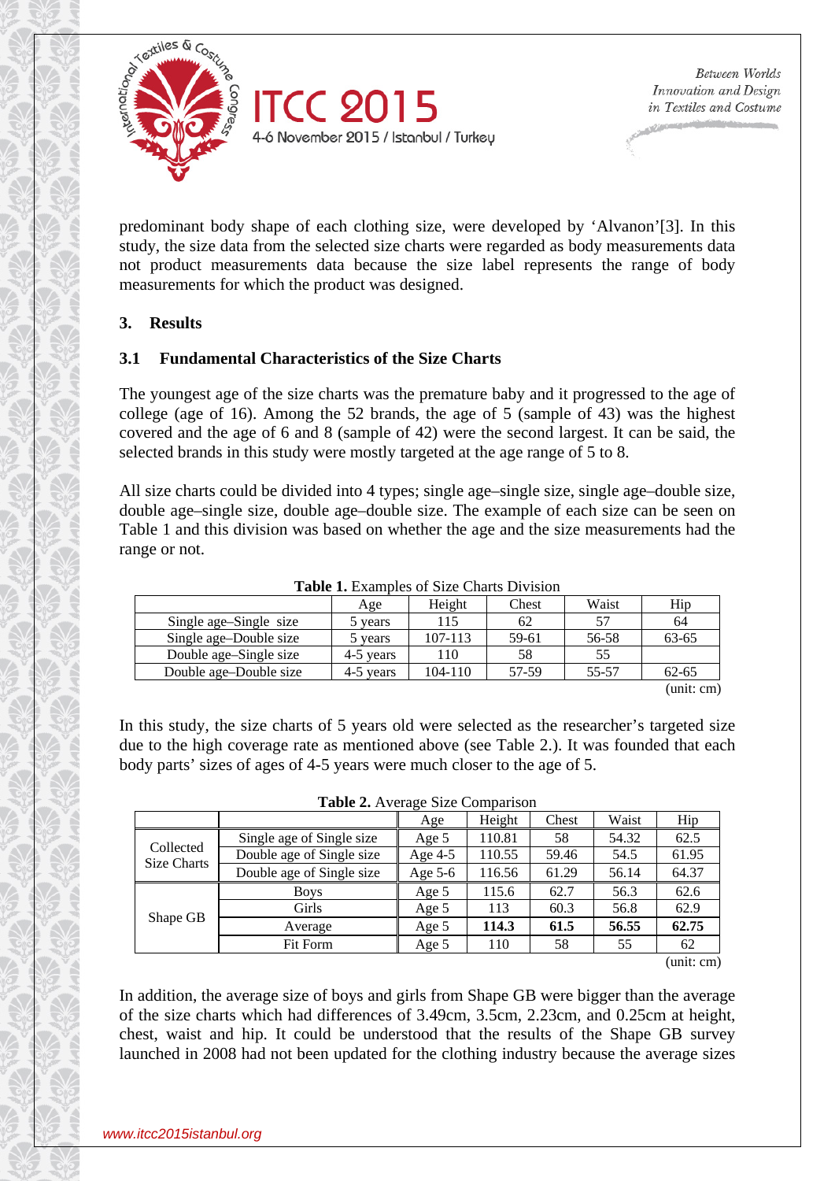predominant body shape of each clothing size, were developed by 'Alvanon'[3]. In this study, the size data from the selected size charts were regarded as body measurements data not product measurements data because the size label represents the range of body measurements for which the product was designed.

## 3. Results

### 3.1 Fundamental Characteristics of the Size Charts

The youngest age of the size charts was the premature baby and it progressed to the age of college (age of 16). Among the 52 brands, the age of 5 (sample of 43) was the highest covered and the age of 6 and 8 (sample of 42) were the second largest. It can be said, the selected brands in this study were mostly targeted at the age range of 5 to 8.

All size charts could be divided into 4 types; single age–single size, single age–double size, double age–single size, double age–double size. The example of each size can be seen on Table 1 and this division was based on whether the age and the size measurements had the range or not.

**Table 1.** Examples of Size Charts Division

| | Age | Height | Chest | Waist | Hip |
|---|---|---|---|---|---|
| Single age–Single size | 5 years | 115 | 62 | 57 | 64 |
| Single age–Double size | 5 years | 107-113 | 59-61 | 56-58 | 63-65 |
| Double age–Single size | 4-5 years | 110 | 58 | 55 | |
| Double age–Double size | 4-5 years | 104-110 | 57-59 | 55-57 | 62-65 |

(unit: cm)

In this study, the size charts of 5 years old were selected as the researcher's targeted size due to the high coverage rate as mentioned above (see Table 2.). It was founded that each body parts' sizes of ages of 4-5 years were much closer to the age of 5.

**Table 2.** Average Size Comparison

| | | Age | Height | Chest | Waist | Hip |
|---|---|---|---|---|---|---|
| Collected Size Charts | Single age of Single size | Age 5 | 110.81 | 58 | 54.32 | 62.5 |
| | Double age of Single size | Age 4-5 | 110.55 | 59.46 | 54.5 | 61.95 |
| | Double age of Single size | Age 5-6 | 116.56 | 61.29 | 56.14 | 64.37 |
| Shape GB | Boys | Age 5 | 115.6 | 62.7 | 56.3 | 62.6 |
| | Girls | Age 5 | 113 | 60.3 | 56.8 | 62.9 |
| | Average | Age 5 | **114.3** | **61.5** | **56.55** | **62.75** |
| | Fit Form | Age 5 | 110 | 58 | 55 | 62 |

(unit: cm)

In addition, the average size of boys and girls from Shape GB were bigger than the average of the size charts which had differences of 3.49cm, 3.5cm, 2.23cm, and 0.25cm at height, chest, waist and hip. It could be understood that the results of the Shape GB survey launched in 2008 had not been updated for the clothing industry because the average sizes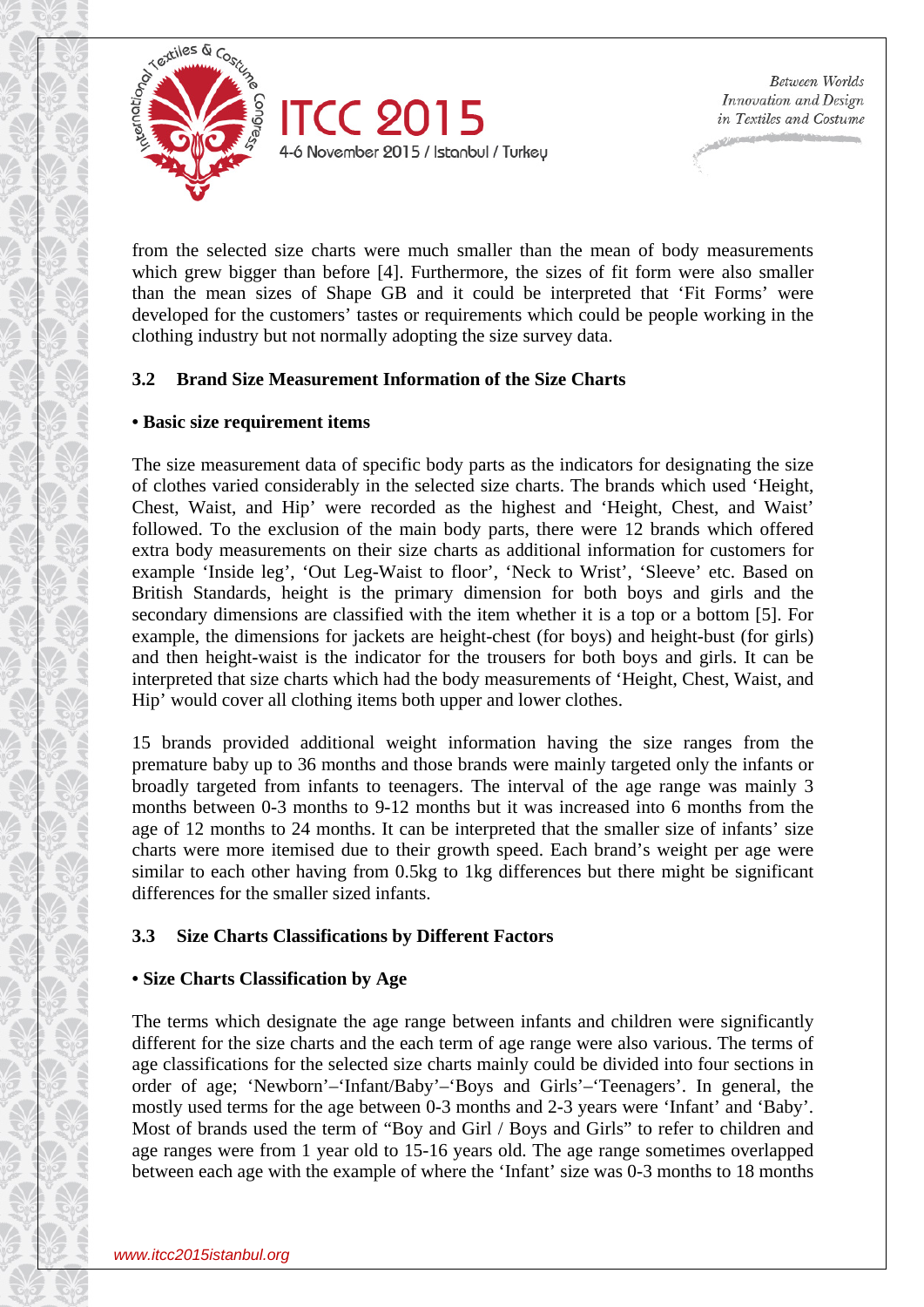from the selected size charts were much smaller than the mean of body measurements which grew bigger than before [4]. Furthermore, the sizes of fit form were also smaller than the mean sizes of Shape GB and it could be interpreted that 'Fit Forms' were developed for the customers' tastes or requirements which could be people working in the clothing industry but not normally adopting the size survey data.

### 3.2 Brand Size Measurement Information of the Size Charts

**• Basic size requirement items**

The size measurement data of specific body parts as the indicators for designating the size of clothes varied considerably in the selected size charts. The brands which used 'Height, Chest, Waist, and Hip' were recorded as the highest and 'Height, Chest, and Waist' followed. To the exclusion of the main body parts, there were 12 brands which offered extra body measurements on their size charts as additional information for customers for example 'Inside leg', 'Out Leg-Waist to floor', 'Neck to Wrist', 'Sleeve' etc. Based on British Standards, height is the primary dimension for both boys and girls and the secondary dimensions are classified with the item whether it is a top or a bottom [5]. For example, the dimensions for jackets are height-chest (for boys) and height-bust (for girls) and then height-waist is the indicator for the trousers for both boys and girls. It can be interpreted that size charts which had the body measurements of 'Height, Chest, Waist, and Hip' would cover all clothing items both upper and lower clothes.

15 brands provided additional weight information having the size ranges from the premature baby up to 36 months and those brands were mainly targeted only the infants or broadly targeted from infants to teenagers. The interval of the age range was mainly 3 months between 0-3 months to 9-12 months but it was increased into 6 months from the age of 12 months to 24 months. It can be interpreted that the smaller size of infants' size charts were more itemised due to their growth speed. Each brand's weight per age were similar to each other having from 0.5kg to 1kg differences but there might be significant differences for the smaller sized infants.

### 3.3 Size Charts Classifications by Different Factors

**• Size Charts Classification by Age**

The terms which designate the age range between infants and children were significantly different for the size charts and the each term of age range were also various. The terms of age classifications for the selected size charts mainly could be divided into four sections in order of age; 'Newborn'–'Infant/Baby'–'Boys and Girls'–'Teenagers'. In general, the mostly used terms for the age between 0-3 months and 2-3 years were 'Infant' and 'Baby'. Most of brands used the term of "Boy and Girl / Boys and Girls" to refer to children and age ranges were from 1 year old to 15-16 years old. The age range sometimes overlapped between each age with the example of where the 'Infant' size was 0-3 months to 18 months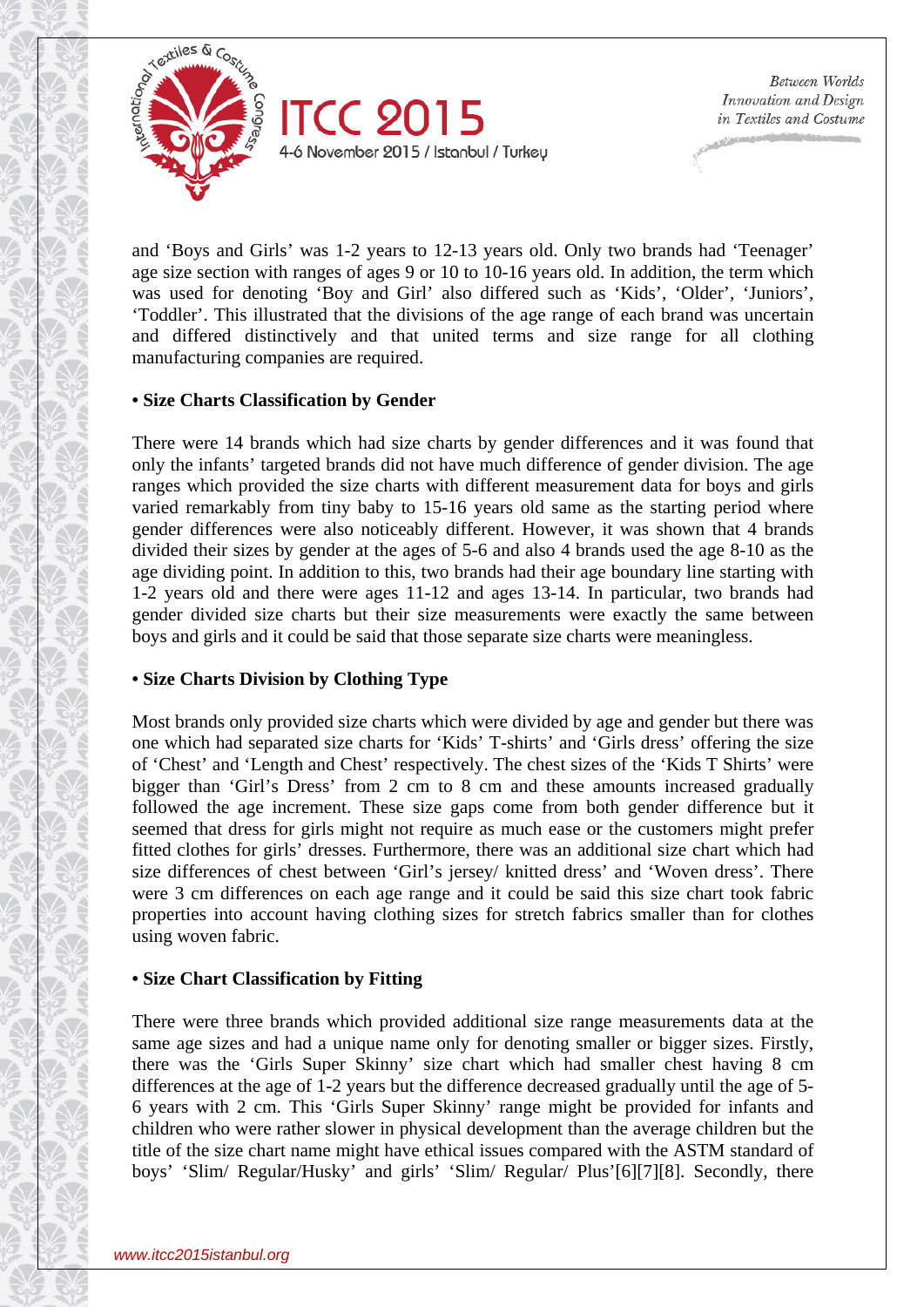and 'Boys and Girls' was 1-2 years to 12-13 years old. Only two brands had 'Teenager' age size section with ranges of ages 9 or 10 to 10-16 years old. In addition, the term which was used for denoting 'Boy and Girl' also differed such as 'Kids', 'Older', 'Juniors', 'Toddler'. This illustrated that the divisions of the age range of each brand was uncertain and differed distinctively and that united terms and size range for all clothing manufacturing companies are required.

**• Size Charts Classification by Gender**

There were 14 brands which had size charts by gender differences and it was found that only the infants' targeted brands did not have much difference of gender division. The age ranges which provided the size charts with different measurement data for boys and girls varied remarkably from tiny baby to 15-16 years old same as the starting period where gender differences were also noticeably different. However, it was shown that 4 brands divided their sizes by gender at the ages of 5-6 and also 4 brands used the age 8-10 as the age dividing point. In addition to this, two brands had their age boundary line starting with 1-2 years old and there were ages 11-12 and ages 13-14. In particular, two brands had gender divided size charts but their size measurements were exactly the same between boys and girls and it could be said that those separate size charts were meaningless.

**• Size Charts Division by Clothing Type**

Most brands only provided size charts which were divided by age and gender but there was one which had separated size charts for 'Kids' T-shirts' and 'Girls dress' offering the size of 'Chest' and 'Length and Chest' respectively. The chest sizes of the 'Kids T Shirts' were bigger than 'Girl's Dress' from 2 cm to 8 cm and these amounts increased gradually followed the age increment. These size gaps come from both gender difference but it seemed that dress for girls might not require as much ease or the customers might prefer fitted clothes for girls' dresses. Furthermore, there was an additional size chart which had size differences of chest between 'Girl's jersey/ knitted dress' and 'Woven dress'. There were 3 cm differences on each age range and it could be said this size chart took fabric properties into account having clothing sizes for stretch fabrics smaller than for clothes using woven fabric.

**• Size Chart Classification by Fitting**

There were three brands which provided additional size range measurements data at the same age sizes and had a unique name only for denoting smaller or bigger sizes. Firstly, there was the 'Girls Super Skinny' size chart which had smaller chest having 8 cm differences at the age of 1-2 years but the difference decreased gradually until the age of 5-6 years with 2 cm. This 'Girls Super Skinny' range might be provided for infants and children who were rather slower in physical development than the average children but the title of the size chart name might have ethical issues compared with the ASTM standard of boys' 'Slim/ Regular/Husky' and girls' 'Slim/ Regular/ Plus'[6][7][8]. Secondly, there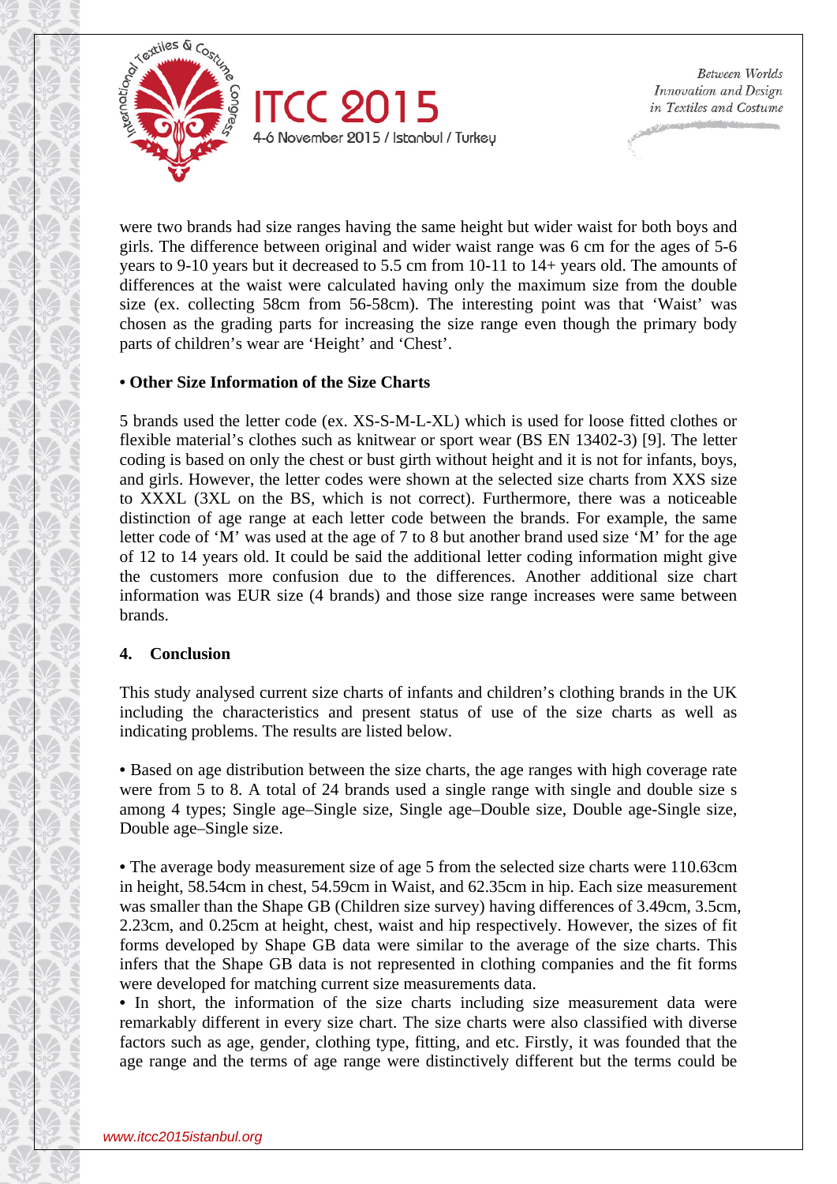were two brands had size ranges having the same height but wider waist for both boys and girls. The difference between original and wider waist range was 6 cm for the ages of 5-6 years to 9-10 years but it decreased to 5.5 cm from 10-11 to 14+ years old. The amounts of differences at the waist were calculated having only the maximum size from the double size (ex. collecting 58cm from 56-58cm). The interesting point was that 'Waist' was chosen as the grading parts for increasing the size range even though the primary body parts of children's wear are 'Height' and 'Chest'.

**• Other Size Information of the Size Charts**

5 brands used the letter code (ex. XS-S-M-L-XL) which is used for loose fitted clothes or flexible material's clothes such as knitwear or sport wear (BS EN 13402-3) [9]. The letter coding is based on only the chest or bust girth without height and it is not for infants, boys, and girls. However, the letter codes were shown at the selected size charts from XXS size to XXXL (3XL on the BS, which is not correct). Furthermore, there was a noticeable distinction of age range at each letter code between the brands. For example, the same letter code of 'M' was used at the age of 7 to 8 but another brand used size 'M' for the age of 12 to 14 years old. It could be said the additional letter coding information might give the customers more confusion due to the differences. Another additional size chart information was EUR size (4 brands) and those size range increases were same between brands.

## 4. Conclusion

This study analysed current size charts of infants and children's clothing brands in the UK including the characteristics and present status of use of the size charts as well as indicating problems. The results are listed below.

• Based on age distribution between the size charts, the age ranges with high coverage rate were from 5 to 8. A total of 24 brands used a single range with single and double size s among 4 types; Single age–Single size, Single age–Double size, Double age-Single size, Double age–Single size.

• The average body measurement size of age 5 from the selected size charts were 110.63cm in height, 58.54cm in chest, 54.59cm in Waist, and 62.35cm in hip. Each size measurement was smaller than the Shape GB (Children size survey) having differences of 3.49cm, 3.5cm, 2.23cm, and 0.25cm at height, chest, waist and hip respectively. However, the sizes of fit forms developed by Shape GB data were similar to the average of the size charts. This infers that the Shape GB data is not represented in clothing companies and the fit forms were developed for matching current size measurements data.

• In short, the information of the size charts including size measurement data were remarkably different in every size chart. The size charts were also classified with diverse factors such as age, gender, clothing type, fitting, and etc. Firstly, it was founded that the age range and the terms of age range were distinctively different but the terms could be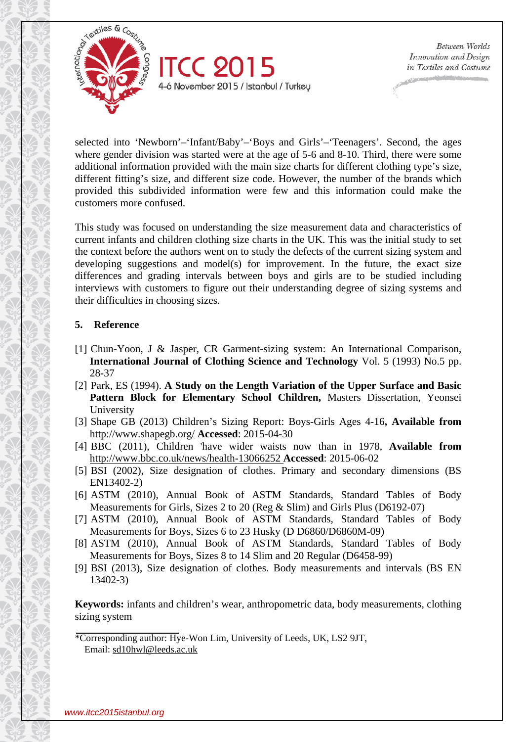selected into 'Newborn'–'Infant/Baby'–'Boys and Girls'–'Teenagers'. Second, the ages where gender division was started were at the age of 5-6 and 8-10. Third, there were some additional information provided with the main size charts for different clothing type's size, different fitting's size, and different size code. However, the number of the brands which provided this subdivided information were few and this information could make the customers more confused.

This study was focused on understanding the size measurement data and characteristics of current infants and children clothing size charts in the UK. This was the initial study to set the context before the authors went on to study the defects of the current sizing system and developing suggestions and model(s) for improvement. In the future, the exact size differences and grading intervals between boys and girls are to be studied including interviews with customers to figure out their understanding degree of sizing systems and their difficulties in choosing sizes.

## 5. Reference

[1] Chun-Yoon, J & Jasper, CR Garment-sizing system: An International Comparison, **International Journal of Clothing Science and Technology** Vol. 5 (1993) No.5 pp. 28-37

[2] Park, ES (1994). **A Study on the Length Variation of the Upper Surface and Basic Pattern Block for Elementary School Children,** Masters Dissertation, Yeonsei University

[3] Shape GB (2013) Children's Sizing Report: Boys-Girls Ages 4-16**, Available from** http://www.shapegb.org/ **Accessed**: 2015-04-30

[4] BBC (2011), Children 'have wider waists now than in 1978, **Available from** http://www.bbc.co.uk/news/health-13066252 **Accessed**: 2015-06-02

[5] BSI (2002), Size designation of clothes. Primary and secondary dimensions (BS EN13402-2)

[6] ASTM (2010), Annual Book of ASTM Standards, Standard Tables of Body Measurements for Girls, Sizes 2 to 20 (Reg & Slim) and Girls Plus (D6192-07)

[7] ASTM (2010), Annual Book of ASTM Standards, Standard Tables of Body Measurements for Boys, Sizes 6 to 23 Husky (D D6860/D6860M-09)

[8] ASTM (2010), Annual Book of ASTM Standards, Standard Tables of Body Measurements for Boys, Sizes 8 to 14 Slim and 20 Regular (D6458-99)

[9] BSI (2013), Size designation of clothes. Body measurements and intervals (BS EN 13402-3)

**Keywords:** infants and children's wear, anthropometric data, body measurements, clothing sizing system

*Corresponding author: Hye-Won Lim, University of Leeds, UK, LS2 9JT, Email: sd10hwl@leeds.ac.uk